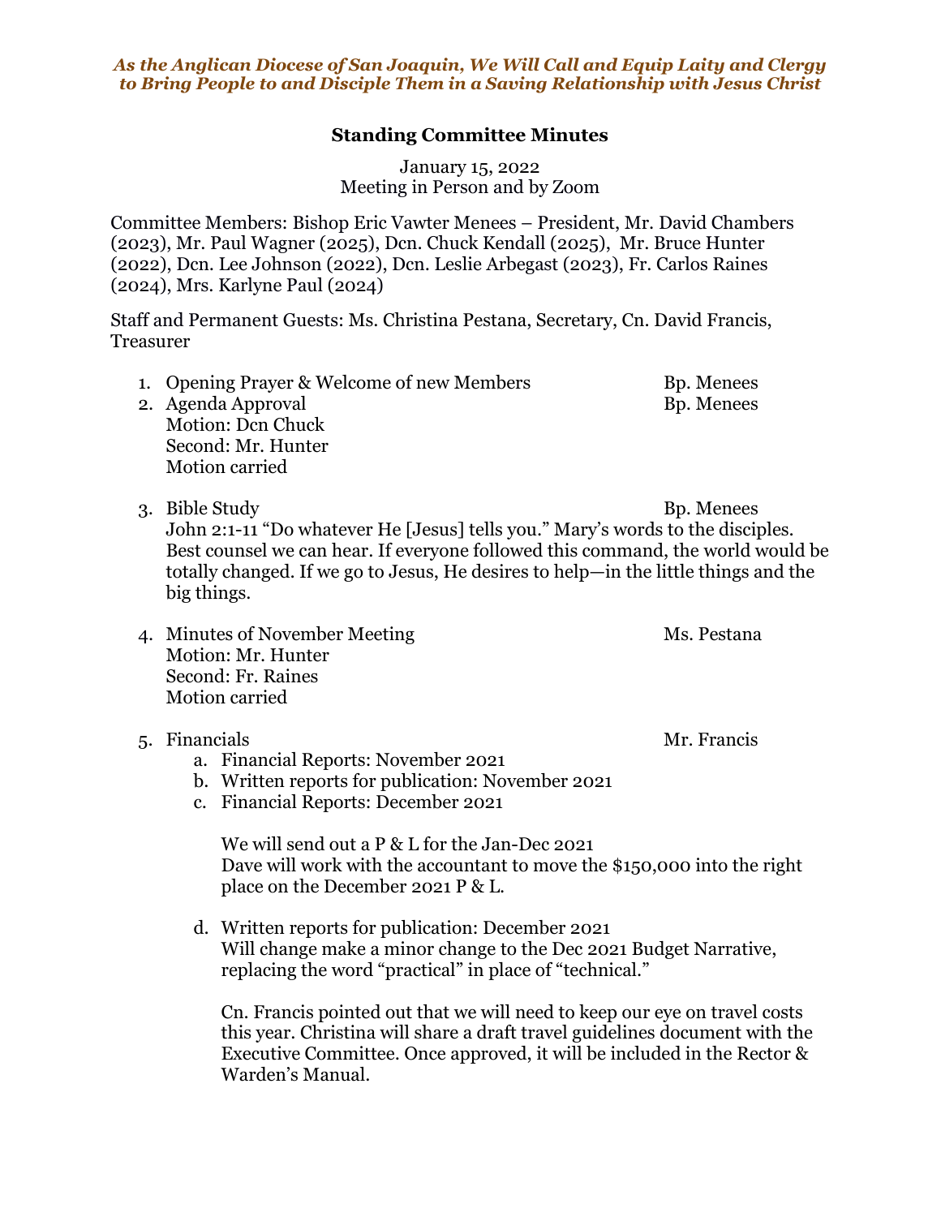*As the Anglican Diocese of San Joaquin, We Will Call and Equip Laity and Clergy to Bring People to and Disciple Them in a Saving Relationship with Jesus Christ*

# Standing Committee Minutes

January 15, 2022
Meeting in Person and by Zoom

Committee Members: Bishop Eric Vawter Menees – President, Mr. David Chambers (2023), Mr. Paul Wagner (2025), Dcn. Chuck Kendall (2025), Mr. Bruce Hunter (2022), Dcn. Lee Johnson (2022), Dcn. Leslie Arbegast (2023), Fr. Carlos Raines (2024), Mrs. Karlyne Paul (2024)

Staff and Permanent Guests: Ms. Christina Pestana, Secretary, Cn. David Francis, Treasurer

1. Opening Prayer & Welcome of new Members — Bp. Menees
2. Agenda Approval — Bp. Menees
   Motion: Dcn Chuck
   Second: Mr. Hunter
   Motion carried

3. Bible Study — Bp. Menees
   John 2:1-11 "Do whatever He [Jesus] tells you." Mary's words to the disciples. Best counsel we can hear. If everyone followed this command, the world would be totally changed. If we go to Jesus, He desires to help—in the little things and the big things.

4. Minutes of November Meeting — Ms. Pestana
   Motion: Mr. Hunter
   Second: Fr. Raines
   Motion carried

5. Financials — Mr. Francis
   a. Financial Reports: November 2021
   b. Written reports for publication: November 2021
   c. Financial Reports: December 2021

      We will send out a P & L for the Jan-Dec 2021
      Dave will work with the accountant to move the $150,000 into the right place on the December 2021 P & L.

   d. Written reports for publication: December 2021
      Will change make a minor change to the Dec 2021 Budget Narrative, replacing the word "practical" in place of "technical."

      Cn. Francis pointed out that we will need to keep our eye on travel costs this year. Christina will share a draft travel guidelines document with the Executive Committee. Once approved, it will be included in the Rector & Warden's Manual.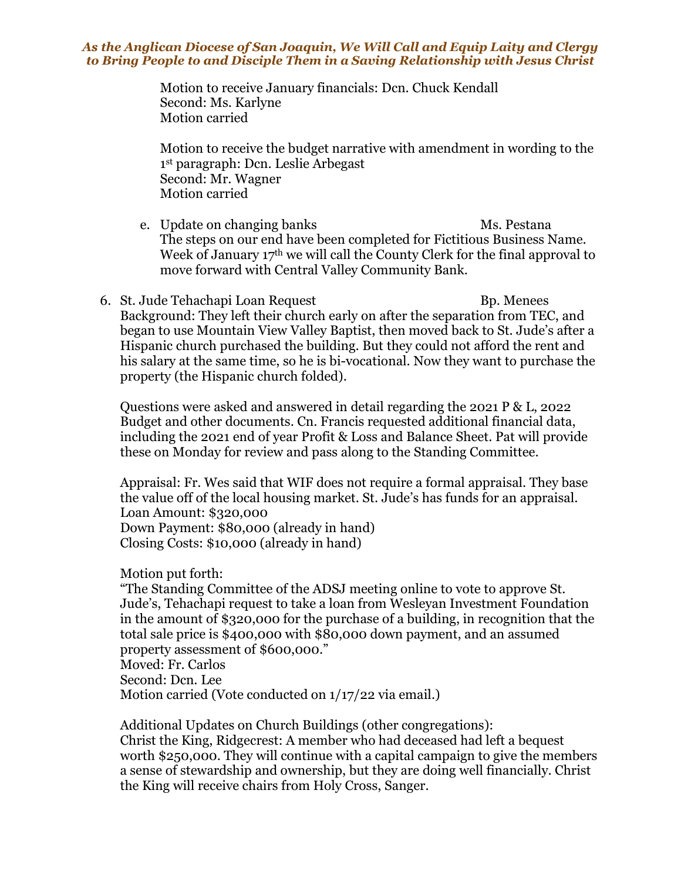Motion to receive January financials: Dcn. Chuck Kendall
Second: Ms. Karlyne
Motion carried

Motion to receive the budget narrative with amendment in wording to the 1st paragraph: Dcn. Leslie Arbegast
Second: Mr. Wagner
Motion carried

e. Update on changing banks — Ms. Pestana
The steps on our end have been completed for Fictitious Business Name. Week of January 17th we will call the County Clerk for the final approval to move forward with Central Valley Community Bank.

6. St. Jude Tehachapi Loan Request — Bp. Menees
Background: They left their church early on after the separation from TEC, and began to use Mountain View Valley Baptist, then moved back to St. Jude's after a Hispanic church purchased the building. But they could not afford the rent and his salary at the same time, so he is bi-vocational. Now they want to purchase the property (the Hispanic church folded).

Questions were asked and answered in detail regarding the 2021 P & L, 2022 Budget and other documents. Cn. Francis requested additional financial data, including the 2021 end of year Profit & Loss and Balance Sheet. Pat will provide these on Monday for review and pass along to the Standing Committee.

Appraisal: Fr. Wes said that WIF does not require a formal appraisal. They base the value off of the local housing market. St. Jude's has funds for an appraisal.
Loan Amount: $320,000
Down Payment: $80,000 (already in hand)
Closing Costs: $10,000 (already in hand)

Motion put forth:
"The Standing Committee of the ADSJ meeting online to vote to approve St. Jude's, Tehachapi request to take a loan from Wesleyan Investment Foundation in the amount of $320,000 for the purchase of a building, in recognition that the total sale price is $400,000 with $80,000 down payment, and an assumed property assessment of $600,000."
Moved: Fr. Carlos
Second: Dcn. Lee
Motion carried (Vote conducted on 1/17/22 via email.)

Additional Updates on Church Buildings (other congregations):
Christ the King, Ridgecrest: A member who had deceased had left a bequest worth $250,000. They will continue with a capital campaign to give the members a sense of stewardship and ownership, but they are doing well financially. Christ the King will receive chairs from Holy Cross, Sanger.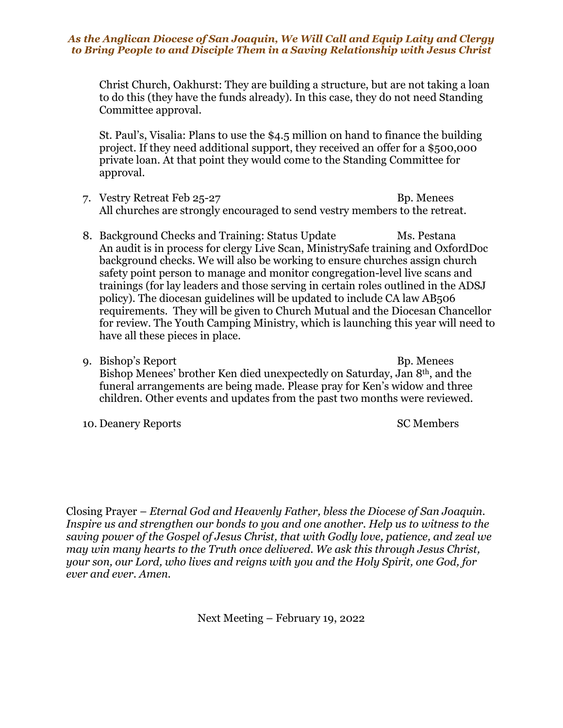Christ Church, Oakhurst: They are building a structure, but are not taking a loan to do this (they have the funds already). In this case, they do not need Standing Committee approval.

St. Paul's, Visalia: Plans to use the $4.5 million on hand to finance the building project. If they need additional support, they received an offer for a $500,000 private loan. At that point they would come to the Standing Committee for approval.

7. Vestry Retreat Feb 25-27 — Bp. Menees

   All churches are strongly encouraged to send vestry members to the retreat.

8. Background Checks and Training: Status Update — Ms. Pestana

   An audit is in process for clergy Live Scan, MinistrySafe training and OxfordDoc background checks. We will also be working to ensure churches assign church safety point person to manage and monitor congregation-level live scans and trainings (for lay leaders and those serving in certain roles outlined in the ADSJ policy). The diocesan guidelines will be updated to include CA law AB506 requirements. They will be given to Church Mutual and the Diocesan Chancellor for review. The Youth Camping Ministry, which is launching this year will need to have all these pieces in place.

9. Bishop's Report — Bp. Menees

   Bishop Menees' brother Ken died unexpectedly on Saturday, Jan 8th, and the funeral arrangements are being made. Please pray for Ken's widow and three children. Other events and updates from the past two months were reviewed.

10. Deanery Reports — SC Members

Closing Prayer – *Eternal God and Heavenly Father, bless the Diocese of San Joaquin. Inspire us and strengthen our bonds to you and one another. Help us to witness to the saving power of the Gospel of Jesus Christ, that with Godly love, patience, and zeal we may win many hearts to the Truth once delivered. We ask this through Jesus Christ, your son, our Lord, who lives and reigns with you and the Holy Spirit, one God, for ever and ever. Amen.*

Next Meeting – February 19, 2022